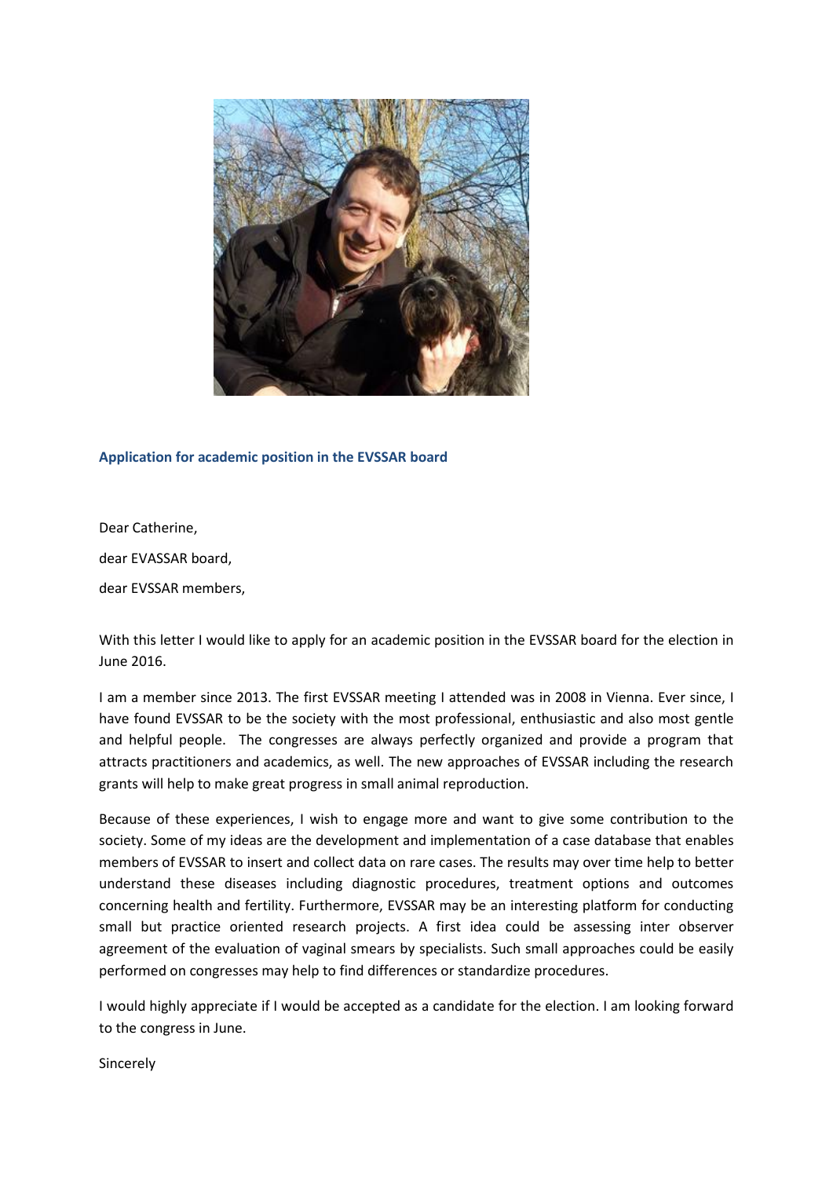**Application for academic position in the EVSSAR board**

Dear Catherine,

dear EVASSAR board,

dear EVSSAR members,

With this letter I would like to apply for an academic position in the EVSSAR board for the election in June 2016.

I am a member since 2013. The first EVSSAR meeting I attended was in 2008 in Vienna. Ever since, I have found EVSSAR to be the society with the most professional, enthusiastic and also most gentle and helpful people. The congresses are always perfectly organized and provide a program that attracts practitioners and academics, as well. The new approaches of EVSSAR including the research grants will help to make great progress in small animal reproduction.

Because of these experiences, I wish to engage more and want to give some contribution to the society. Some of my ideas are the development and implementation of a case database that enables members of EVSSAR to insert and collect data on rare cases. The results may over time help to better understand these diseases including diagnostic procedures, treatment options and outcomes concerning health and fertility. Furthermore, EVSSAR may be an interesting platform for conducting small but practice oriented research projects. A first idea could be assessing inter observer agreement of the evaluation of vaginal smears by specialists. Such small approaches could be easily performed on congresses may help to find differences or standardize procedures.

I would highly appreciate if I would be accepted as a candidate for the election. I am looking forward to the congress in June.

Sincerely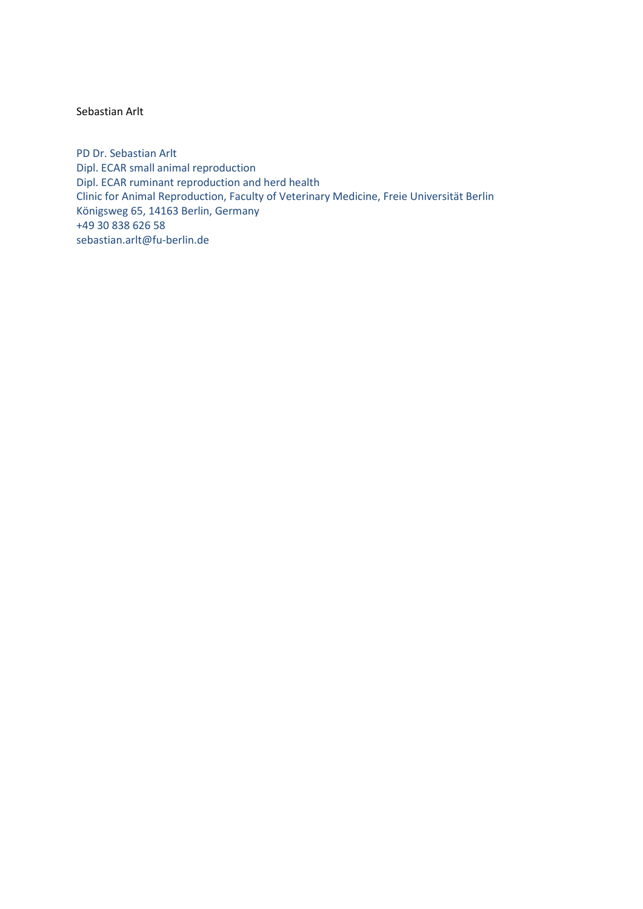Sebastian Arlt

PD Dr. Sebastian Arlt  
Dipl. ECAR small animal reproduction  
Dipl. ECAR ruminant reproduction and herd health  
Clinic for Animal Reproduction, Faculty of Veterinary Medicine, Freie Universität Berlin  
Königsweg 65, 14163 Berlin, Germany  
+49 30 838 626 58  
sebastian.arlt@fu-berlin.de